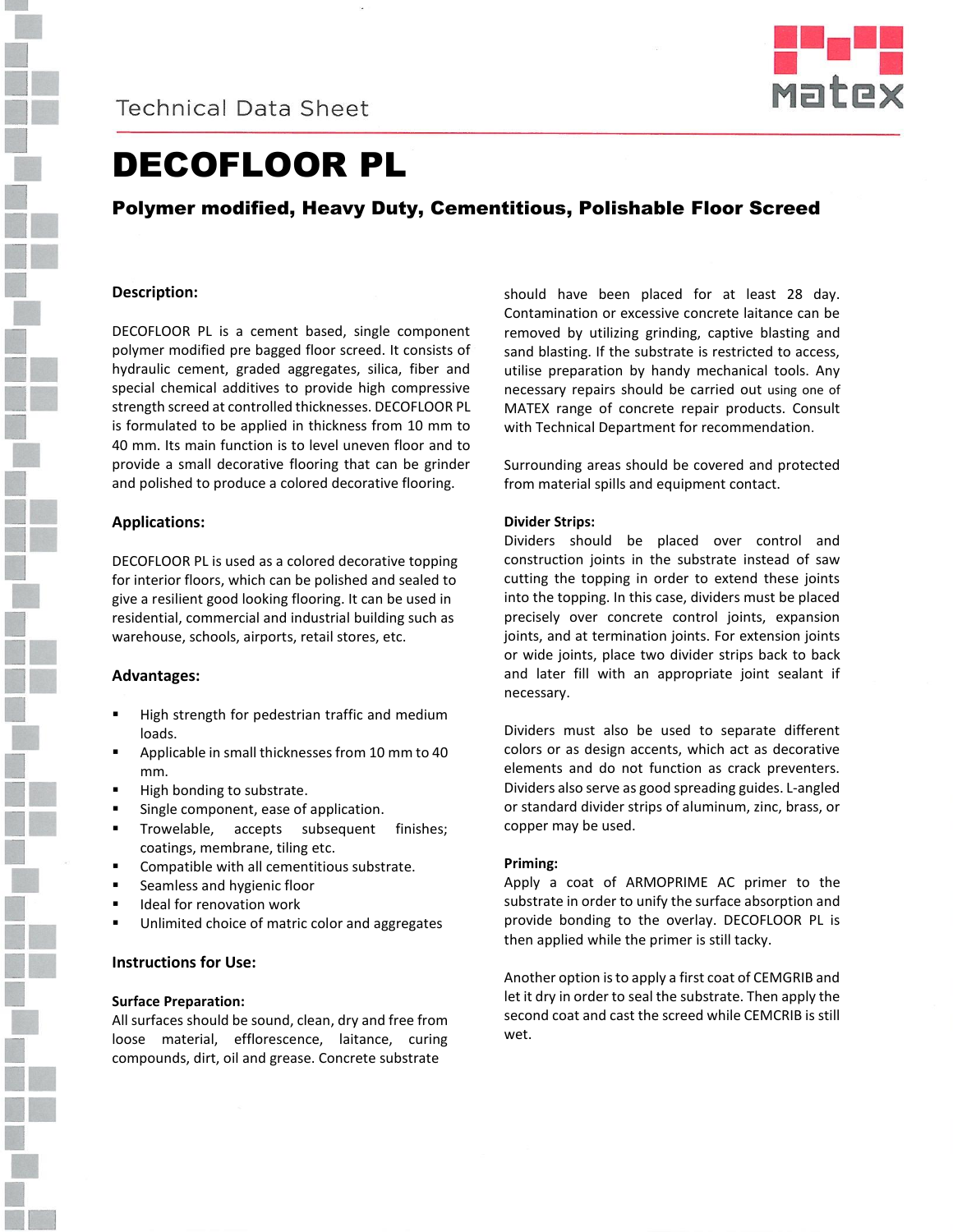Technical Data Sheet

# DECOFLOOR PL

**Polymer modified, Heavy Duty, Cementitious, Polishable Floor Screed**

## Description:

DECOFLOOR PL is a cement based, single component polymer modified pre bagged floor screed. It consists of hydraulic cement, graded aggregates, silica, fiber and special chemical additives to provide high compressive strength screed at controlled thicknesses. DECOFLOOR PL is formulated to be applied in thickness from 10 mm to 40 mm. Its main function is to level uneven floor and to provide a small decorative flooring that can be grinder and polished to produce a colored decorative flooring.

## Applications:

DECOFLOOR PL is used as a colored decorative topping for interior floors, which can be polished and sealed to give a resilient good looking flooring. It can be used in residential, commercial and industrial building such as warehouse, schools, airports, retail stores, etc.

## Advantages:

- High strength for pedestrian traffic and medium loads.
- Applicable in small thicknesses from 10 mm to 40 mm.
- High bonding to substrate.
- Single component, ease of application.
- Trowelable, accepts subsequent finishes; coatings, membrane, tiling etc.
- Compatible with all cementitious substrate.
- Seamless and hygienic floor
- Ideal for renovation work
- Unlimited choice of matric color and aggregates

## Instructions for Use:

### Surface Preparation:

All surfaces should be sound, clean, dry and free from loose material, efflorescence, laitance, curing compounds, dirt, oil and grease. Concrete substrate should have been placed for at least 28 day. Contamination or excessive concrete laitance can be removed by utilizing grinding, captive blasting and sand blasting. If the substrate is restricted to access, utilise preparation by handy mechanical tools. Any necessary repairs should be carried out using one of MATEX range of concrete repair products. Consult with Technical Department for recommendation.

Surrounding areas should be covered and protected from material spills and equipment contact.

### Divider Strips:

Dividers should be placed over control and construction joints in the substrate instead of saw cutting the topping in order to extend these joints into the topping. In this case, dividers must be placed precisely over concrete control joints, expansion joints, and at termination joints. For extension joints or wide joints, place two divider strips back to back and later fill with an appropriate joint sealant if necessary.

Dividers must also be used to separate different colors or as design accents, which act as decorative elements and do not function as crack preventers. Dividers also serve as good spreading guides. L-angled or standard divider strips of aluminum, zinc, brass, or copper may be used.

### Priming:

Apply a coat of ARMOPRIME AC primer to the substrate in order to unify the surface absorption and provide bonding to the overlay. DECOFLOOR PL is then applied while the primer is still tacky.

Another option is to apply a first coat of CEMGRIB and let it dry in order to seal the substrate. Then apply the second coat and cast the screed while CEMCRIB is still wet.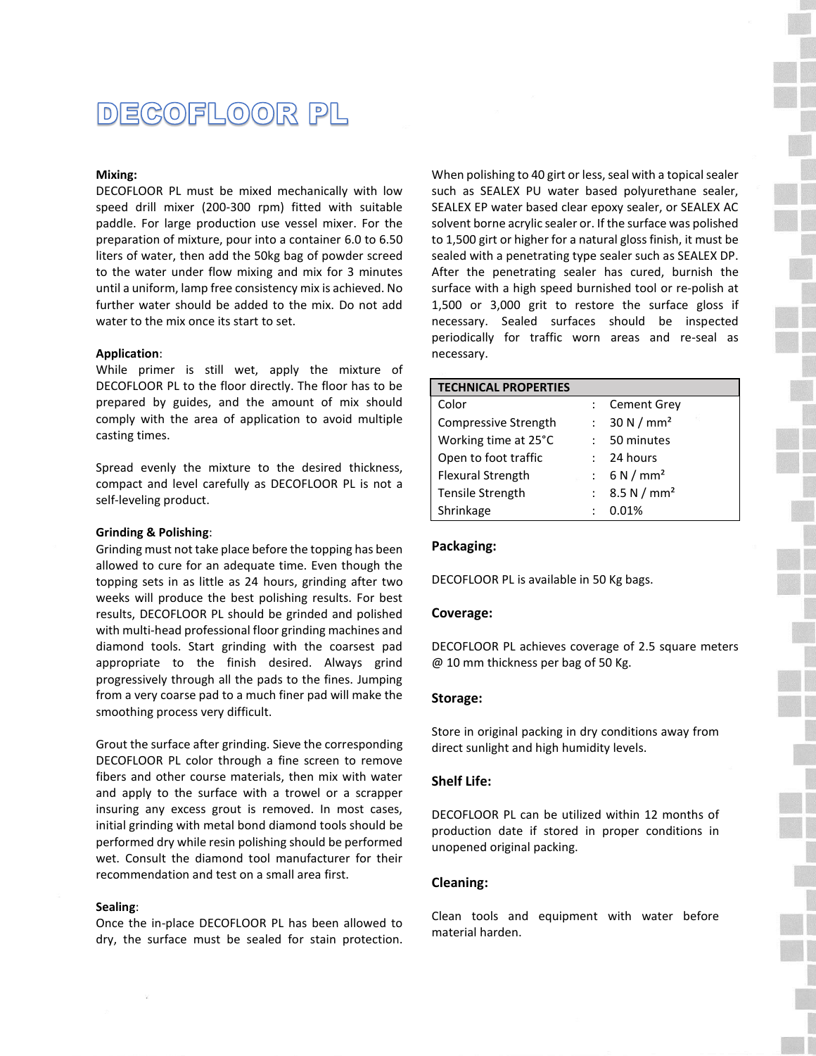# DECOFLOOR PL

**Mixing:**

DECOFLOOR PL must be mixed mechanically with low speed drill mixer (200-300 rpm) fitted with suitable paddle. For large production use vessel mixer. For the preparation of mixture, pour into a container 6.0 to 6.50 liters of water, then add the 50kg bag of powder screed to the water under flow mixing and mix for 3 minutes until a uniform, lamp free consistency mix is achieved. No further water should be added to the mix. Do not add water to the mix once its start to set.

**Application**:

While primer is still wet, apply the mixture of DECOFLOOR PL to the floor directly. The floor has to be prepared by guides, and the amount of mix should comply with the area of application to avoid multiple casting times.

Spread evenly the mixture to the desired thickness, compact and level carefully as DECOFLOOR PL is not a self-leveling product.

**Grinding & Polishing**:

Grinding must not take place before the topping has been allowed to cure for an adequate time. Even though the topping sets in as little as 24 hours, grinding after two weeks will produce the best polishing results. For best results, DECOFLOOR PL should be grinded and polished with multi-head professional floor grinding machines and diamond tools. Start grinding with the coarsest pad appropriate to the finish desired. Always grind progressively through all the pads to the fines. Jumping from a very coarse pad to a much finer pad will make the smoothing process very difficult.

Grout the surface after grinding. Sieve the corresponding DECOFLOOR PL color through a fine screen to remove fibers and other course materials, then mix with water and apply to the surface with a trowel or a scrapper insuring any excess grout is removed. In most cases, initial grinding with metal bond diamond tools should be performed dry while resin polishing should be performed wet. Consult the diamond tool manufacturer for their recommendation and test on a small area first.

**Sealing**:

Once the in-place DECOFLOOR PL has been allowed to dry, the surface must be sealed for stain protection. When polishing to 40 girt or less, seal with a topical sealer such as SEALEX PU water based polyurethane sealer, SEALEX EP water based clear epoxy sealer, or SEALEX AC solvent borne acrylic sealer or. If the surface was polished to 1,500 girt or higher for a natural gloss finish, it must be sealed with a penetrating type sealer such as SEALEX DP. After the penetrating sealer has cured, burnish the surface with a high speed burnished tool or re-polish at 1,500 or 3,000 grit to restore the surface gloss if necessary. Sealed surfaces should be inspected periodically for traffic worn areas and re-seal as necessary.

| TECHNICAL PROPERTIES | | |
|---|---|---|
| Color | : | Cement Grey |
| Compressive Strength | : | 30 N / mm² |
| Working time at 25°C | : | 50 minutes |
| Open to foot traffic | : | 24 hours |
| Flexural Strength | : | 6 N / mm² |
| Tensile Strength | : | 8.5 N / mm² |
| Shrinkage | : | 0.01% |

**Packaging:**

DECOFLOOR PL is available in 50 Kg bags.

**Coverage:**

DECOFLOOR PL achieves coverage of 2.5 square meters @ 10 mm thickness per bag of 50 Kg.

**Storage:**

Store in original packing in dry conditions away from direct sunlight and high humidity levels.

**Shelf Life:**

DECOFLOOR PL can be utilized within 12 months of production date if stored in proper conditions in unopened original packing.

**Cleaning:**

Clean tools and equipment with water before material harden.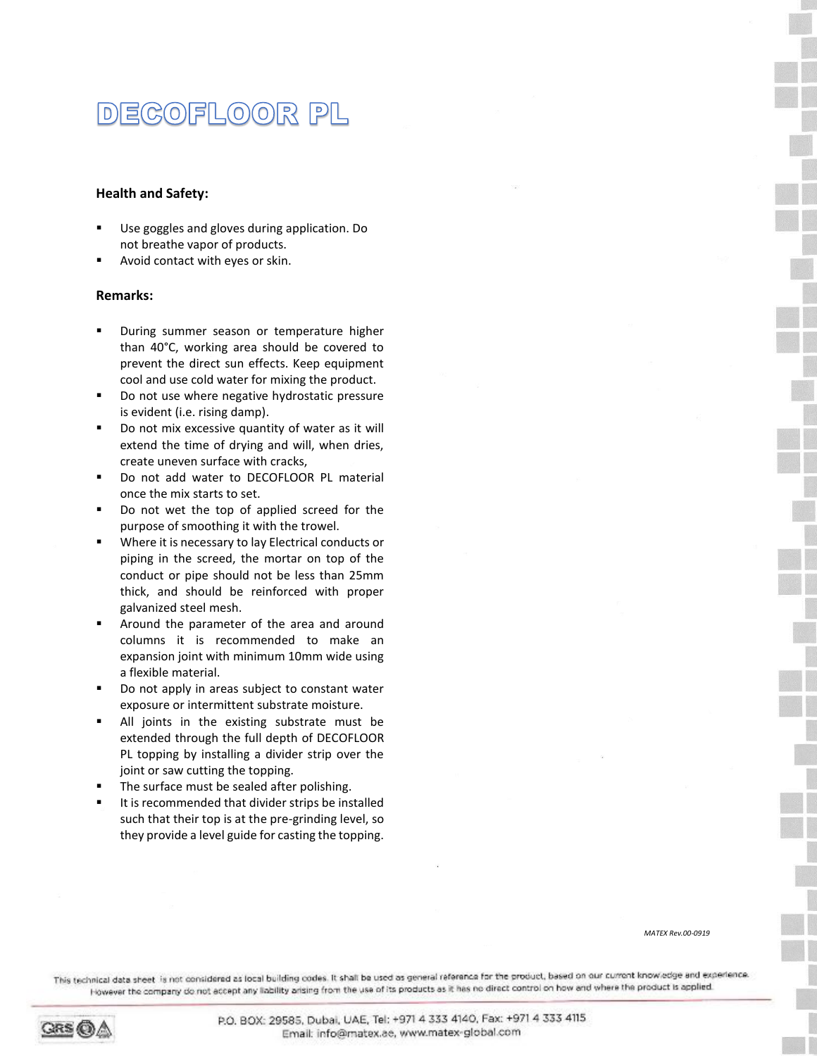# DECOFLOOR PL

**Health and Safety:**

- Use goggles and gloves during application. Do not breathe vapor of products.
- Avoid contact with eyes or skin.

**Remarks:**

- During summer season or temperature higher than 40°C, working area should be covered to prevent the direct sun effects. Keep equipment cool and use cold water for mixing the product.
- Do not use where negative hydrostatic pressure is evident (i.e. rising damp).
- Do not mix excessive quantity of water as it will extend the time of drying and will, when dries, create uneven surface with cracks,
- Do not add water to DECOFLOOR PL material once the mix starts to set.
- Do not wet the top of applied screed for the purpose of smoothing it with the trowel.
- Where it is necessary to lay Electrical conducts or piping in the screed, the mortar on top of the conduct or pipe should not be less than 25mm thick, and should be reinforced with proper galvanized steel mesh.
- Around the parameter of the area and around columns it is recommended to make an expansion joint with minimum 10mm wide using a flexible material.
- Do not apply in areas subject to constant water exposure or intermittent substrate moisture.
- All joints in the existing substrate must be extended through the full depth of DECOFLOOR PL topping by installing a divider strip over the joint or saw cutting the topping.
- The surface must be sealed after polishing.
- It is recommended that divider strips be installed such that their top is at the pre-grinding level, so they provide a level guide for casting the topping.

*MATEX Rev.00-0919*

This technical data sheet is not considered as local building codes. It shall be used as general reference for the product, based on our current knowledge and experience. However the company do not accept any liability arising from the use of its products as it has no direct control on how and where the product is applied.

P.O. BOX: 29585, Dubai, UAE, Tel: +971 4 333 4140, Fax: +971 4 333 4115
Email: info@matex.ae, www.matex-global.com